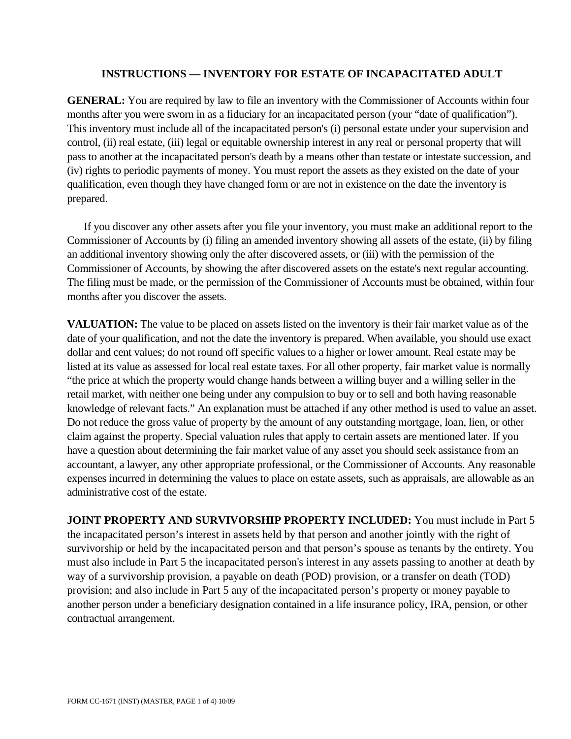# INSTRUCTIONS — INVENTORY FOR ESTATE OF INCAPACITATED ADULT

**GENERAL:** You are required by law to file an inventory with the Commissioner of Accounts within four months after you were sworn in as a fiduciary for an incapacitated person (your "date of qualification"). This inventory must include all of the incapacitated person's (i) personal estate under your supervision and control, (ii) real estate, (iii) legal or equitable ownership interest in any real or personal property that will pass to another at the incapacitated person's death by a means other than testate or intestate succession, and (iv) rights to periodic payments of money. You must report the assets as they existed on the date of your qualification, even though they have changed form or are not in existence on the date the inventory is prepared.

If you discover any other assets after you file your inventory, you must make an additional report to the Commissioner of Accounts by (i) filing an amended inventory showing all assets of the estate, (ii) by filing an additional inventory showing only the after discovered assets, or (iii) with the permission of the Commissioner of Accounts, by showing the after discovered assets on the estate's next regular accounting. The filing must be made, or the permission of the Commissioner of Accounts must be obtained, within four months after you discover the assets.

**VALUATION:** The value to be placed on assets listed on the inventory is their fair market value as of the date of your qualification, and not the date the inventory is prepared. When available, you should use exact dollar and cent values; do not round off specific values to a higher or lower amount. Real estate may be listed at its value as assessed for local real estate taxes. For all other property, fair market value is normally "the price at which the property would change hands between a willing buyer and a willing seller in the retail market, with neither one being under any compulsion to buy or to sell and both having reasonable knowledge of relevant facts." An explanation must be attached if any other method is used to value an asset. Do not reduce the gross value of property by the amount of any outstanding mortgage, loan, lien, or other claim against the property. Special valuation rules that apply to certain assets are mentioned later. If you have a question about determining the fair market value of any asset you should seek assistance from an accountant, a lawyer, any other appropriate professional, or the Commissioner of Accounts. Any reasonable expenses incurred in determining the values to place on estate assets, such as appraisals, are allowable as an administrative cost of the estate.

**JOINT PROPERTY AND SURVIVORSHIP PROPERTY INCLUDED:** You must include in Part 5 the incapacitated person's interest in assets held by that person and another jointly with the right of survivorship or held by the incapacitated person and that person's spouse as tenants by the entirety. You must also include in Part 5 the incapacitated person's interest in any assets passing to another at death by way of a survivorship provision, a payable on death (POD) provision, or a transfer on death (TOD) provision; and also include in Part 5 any of the incapacitated person's property or money payable to another person under a beneficiary designation contained in a life insurance policy, IRA, pension, or other contractual arrangement.

FORM CC-1671 (INST) (MASTER, PAGE 1 of 4) 10/09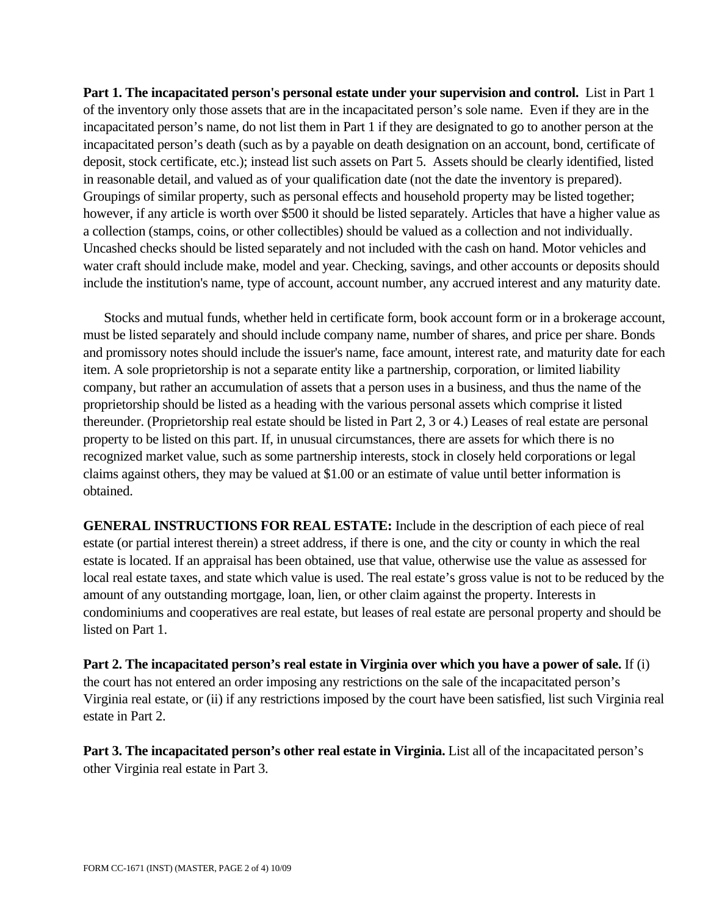**Part 1. The incapacitated person's personal estate under your supervision and control.** List in Part 1 of the inventory only those assets that are in the incapacitated person's sole name. Even if they are in the incapacitated person's name, do not list them in Part 1 if they are designated to go to another person at the incapacitated person's death (such as by a payable on death designation on an account, bond, certificate of deposit, stock certificate, etc.); instead list such assets on Part 5. Assets should be clearly identified, listed in reasonable detail, and valued as of your qualification date (not the date the inventory is prepared). Groupings of similar property, such as personal effects and household property may be listed together; however, if any article is worth over $500 it should be listed separately. Articles that have a higher value as a collection (stamps, coins, or other collectibles) should be valued as a collection and not individually. Uncashed checks should be listed separately and not included with the cash on hand. Motor vehicles and water craft should include make, model and year. Checking, savings, and other accounts or deposits should include the institution's name, type of account, account number, any accrued interest and any maturity date.

Stocks and mutual funds, whether held in certificate form, book account form or in a brokerage account, must be listed separately and should include company name, number of shares, and price per share. Bonds and promissory notes should include the issuer's name, face amount, interest rate, and maturity date for each item. A sole proprietorship is not a separate entity like a partnership, corporation, or limited liability company, but rather an accumulation of assets that a person uses in a business, and thus the name of the proprietorship should be listed as a heading with the various personal assets which comprise it listed thereunder. (Proprietorship real estate should be listed in Part 2, 3 or 4.) Leases of real estate are personal property to be listed on this part. If, in unusual circumstances, there are assets for which there is no recognized market value, such as some partnership interests, stock in closely held corporations or legal claims against others, they may be valued at $1.00 or an estimate of value until better information is obtained.

**GENERAL INSTRUCTIONS FOR REAL ESTATE:** Include in the description of each piece of real estate (or partial interest therein) a street address, if there is one, and the city or county in which the real estate is located. If an appraisal has been obtained, use that value, otherwise use the value as assessed for local real estate taxes, and state which value is used. The real estate's gross value is not to be reduced by the amount of any outstanding mortgage, loan, lien, or other claim against the property. Interests in condominiums and cooperatives are real estate, but leases of real estate are personal property and should be listed on Part 1.

**Part 2. The incapacitated person's real estate in Virginia over which you have a power of sale.** If (i) the court has not entered an order imposing any restrictions on the sale of the incapacitated person's Virginia real estate, or (ii) if any restrictions imposed by the court have been satisfied, list such Virginia real estate in Part 2.

**Part 3. The incapacitated person's other real estate in Virginia.** List all of the incapacitated person's other Virginia real estate in Part 3.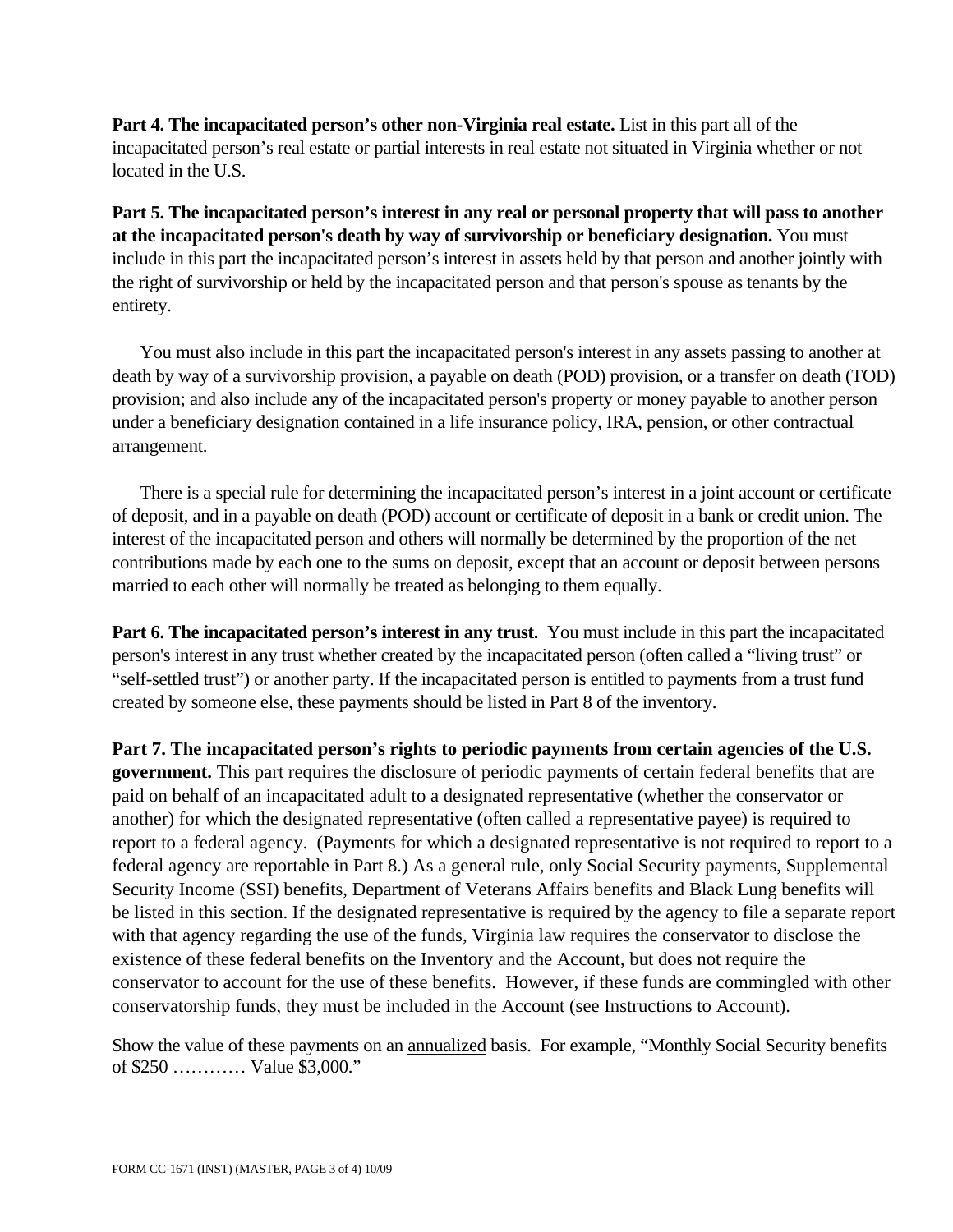**Part 4. The incapacitated person's other non-Virginia real estate.** List in this part all of the incapacitated person's real estate or partial interests in real estate not situated in Virginia whether or not located in the U.S.

**Part 5. The incapacitated person's interest in any real or personal property that will pass to another at the incapacitated person's death by way of survivorship or beneficiary designation.** You must include in this part the incapacitated person's interest in assets held by that person and another jointly with the right of survivorship or held by the incapacitated person and that person's spouse as tenants by the entirety.

You must also include in this part the incapacitated person's interest in any assets passing to another at death by way of a survivorship provision, a payable on death (POD) provision, or a transfer on death (TOD) provision; and also include any of the incapacitated person's property or money payable to another person under a beneficiary designation contained in a life insurance policy, IRA, pension, or other contractual arrangement.

There is a special rule for determining the incapacitated person's interest in a joint account or certificate of deposit, and in a payable on death (POD) account or certificate of deposit in a bank or credit union. The interest of the incapacitated person and others will normally be determined by the proportion of the net contributions made by each one to the sums on deposit, except that an account or deposit between persons married to each other will normally be treated as belonging to them equally.

**Part 6. The incapacitated person's interest in any trust.** You must include in this part the incapacitated person's interest in any trust whether created by the incapacitated person (often called a "living trust" or "self-settled trust") or another party. If the incapacitated person is entitled to payments from a trust fund created by someone else, these payments should be listed in Part 8 of the inventory.

**Part 7. The incapacitated person's rights to periodic payments from certain agencies of the U.S. government.** This part requires the disclosure of periodic payments of certain federal benefits that are paid on behalf of an incapacitated adult to a designated representative (whether the conservator or another) for which the designated representative (often called a representative payee) is required to report to a federal agency. (Payments for which a designated representative is not required to report to a federal agency are reportable in Part 8.) As a general rule, only Social Security payments, Supplemental Security Income (SSI) benefits, Department of Veterans Affairs benefits and Black Lung benefits will be listed in this section. If the designated representative is required by the agency to file a separate report with that agency regarding the use of the funds, Virginia law requires the conservator to disclose the existence of these federal benefits on the Inventory and the Account, but does not require the conservator to account for the use of these benefits. However, if these funds are commingled with other conservatorship funds, they must be included in the Account (see Instructions to Account).

Show the value of these payments on an <u>annualized</u> basis. For example, "Monthly Social Security benefits of $250 ………… Value $3,000."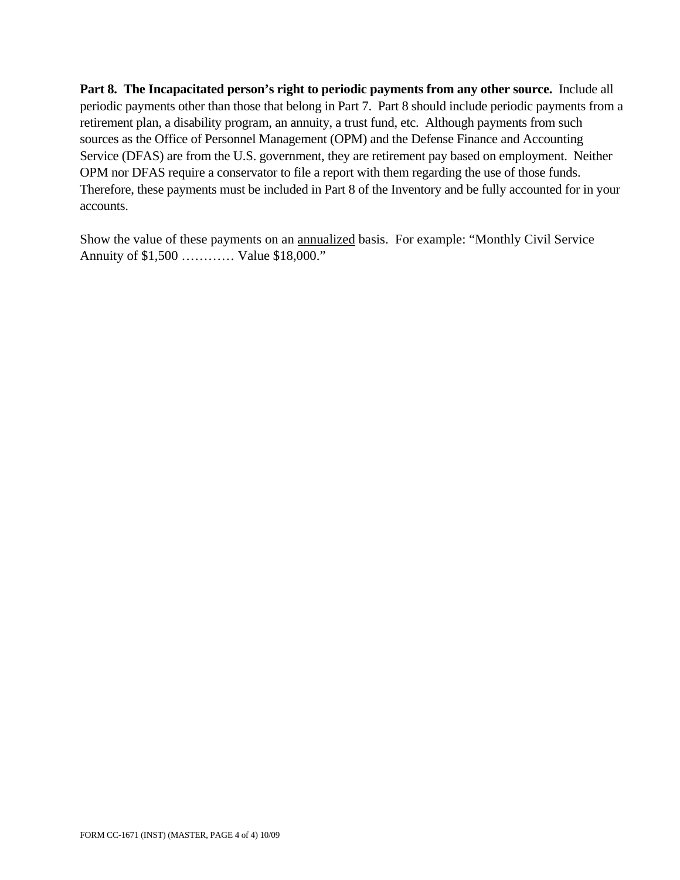**Part 8. The Incapacitated person's right to periodic payments from any other source.** Include all periodic payments other than those that belong in Part 7. Part 8 should include periodic payments from a retirement plan, a disability program, an annuity, a trust fund, etc. Although payments from such sources as the Office of Personnel Management (OPM) and the Defense Finance and Accounting Service (DFAS) are from the U.S. government, they are retirement pay based on employment. Neither OPM nor DFAS require a conservator to file a report with them regarding the use of those funds. Therefore, these payments must be included in Part 8 of the Inventory and be fully accounted for in your accounts.

Show the value of these payments on an <u>annualized</u> basis. For example: "Monthly Civil Service Annuity of $1,500 ………… Value $18,000."

FORM CC-1671 (INST) (MASTER, PAGE 4 of 4) 10/09